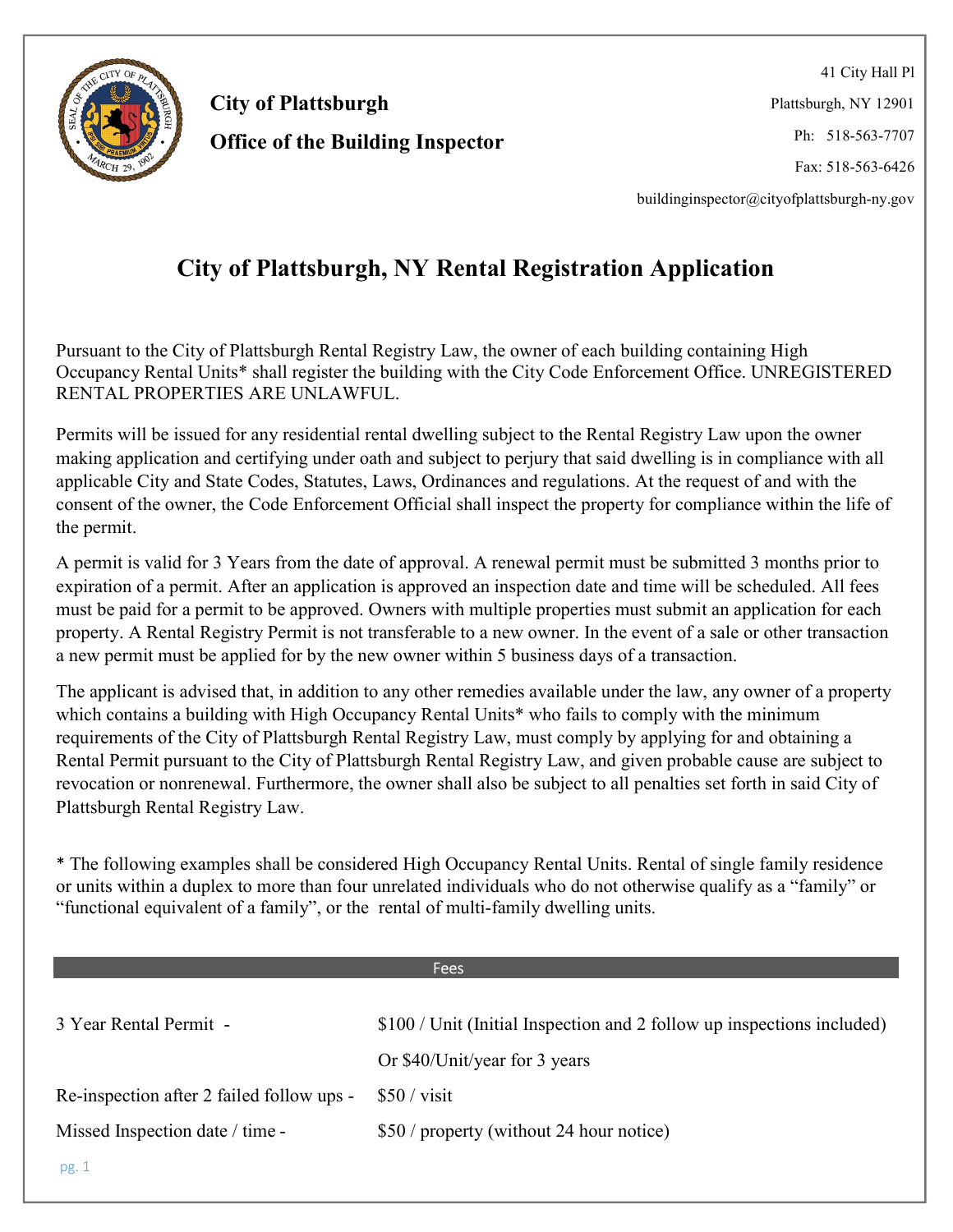**City of Plattsburgh**

**Office of the Building Inspector**

41 City Hall Pl
Plattsburgh, NY 12901
Ph: 518-563-7707
Fax: 518-563-6426
buildinginspector@cityofplattsburgh-ny.gov

# City of Plattsburgh, NY Rental Registration Application

Pursuant to the City of Plattsburgh Rental Registry Law, the owner of each building containing High Occupancy Rental Units* shall register the building with the City Code Enforcement Office. UNREGISTERED RENTAL PROPERTIES ARE UNLAWFUL.

Permits will be issued for any residential rental dwelling subject to the Rental Registry Law upon the owner making application and certifying under oath and subject to perjury that said dwelling is in compliance with all applicable City and State Codes, Statutes, Laws, Ordinances and regulations. At the request of and with the consent of the owner, the Code Enforcement Official shall inspect the property for compliance within the life of the permit.

A permit is valid for 3 Years from the date of approval. A renewal permit must be submitted 3 months prior to expiration of a permit. After an application is approved an inspection date and time will be scheduled. All fees must be paid for a permit to be approved. Owners with multiple properties must submit an application for each property. A Rental Registry Permit is not transferable to a new owner. In the event of a sale or other transaction a new permit must be applied for by the new owner within 5 business days of a transaction.

The applicant is advised that, in addition to any other remedies available under the law, any owner of a property which contains a building with High Occupancy Rental Units* who fails to comply with the minimum requirements of the City of Plattsburgh Rental Registry Law, must comply by applying for and obtaining a Rental Permit pursuant to the City of Plattsburgh Rental Registry Law, and given probable cause are subject to revocation or nonrenewal. Furthermore, the owner shall also be subject to all penalties set forth in said City of Plattsburgh Rental Registry Law.

* The following examples shall be considered High Occupancy Rental Units. Rental of single family residence or units within a duplex to more than four unrelated individuals who do not otherwise qualify as a "family" or "functional equivalent of a family", or the rental of multi-family dwelling units.

## Fees

| | |
|---|---|
| 3 Year Rental Permit - | $100 / Unit (Initial Inspection and 2 follow up inspections included) |
| | Or $40/Unit/year for 3 years |
| Re-inspection after 2 failed follow ups - | $50 / visit |
| Missed Inspection date / time - | $50 / property (without 24 hour notice) |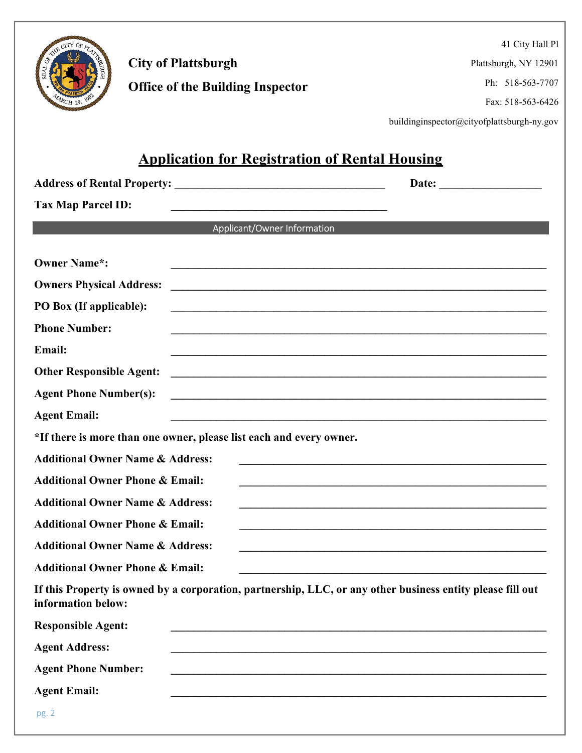**City of Plattsburgh**

**Office of the Building Inspector**

41 City Hall Pl
Plattsburgh, NY 12901
Ph: 518-563-7707
Fax: 518-563-6426
buildinginspector@cityofplattsburgh-ny.gov

# Application for Registration of Rental Housing

**Address of Rental Property:** ______________________________________ **Date:** __________________

**Tax Map Parcel ID:** _______________________________________

## Applicant/Owner Information

**Owner Name*:** _______________________________________________________________

**Owners Physical Address:** _______________________________________________________________

**PO Box (If applicable):** _______________________________________________________________

**Phone Number:** _______________________________________________________________

**Email:** _______________________________________________________________

**Other Responsible Agent:** _______________________________________________________________

**Agent Phone Number(s):** _______________________________________________________________

**Agent Email:** _______________________________________________________________

***If there is more than one owner, please list each and every owner.**

**Additional Owner Name & Address:** ________________________________________________________

**Additional Owner Phone & Email:** ________________________________________________________

**Additional Owner Name & Address:** ________________________________________________________

**Additional Owner Phone & Email:** ________________________________________________________

**Additional Owner Name & Address:** ________________________________________________________

**Additional Owner Phone & Email:** ________________________________________________________

**If this Property is owned by a corporation, partnership, LLC, or any other business entity please fill out information below:**

**Responsible Agent:** _______________________________________________________________

**Agent Address:** _______________________________________________________________

**Agent Phone Number:** _______________________________________________________________

**Agent Email:** _______________________________________________________________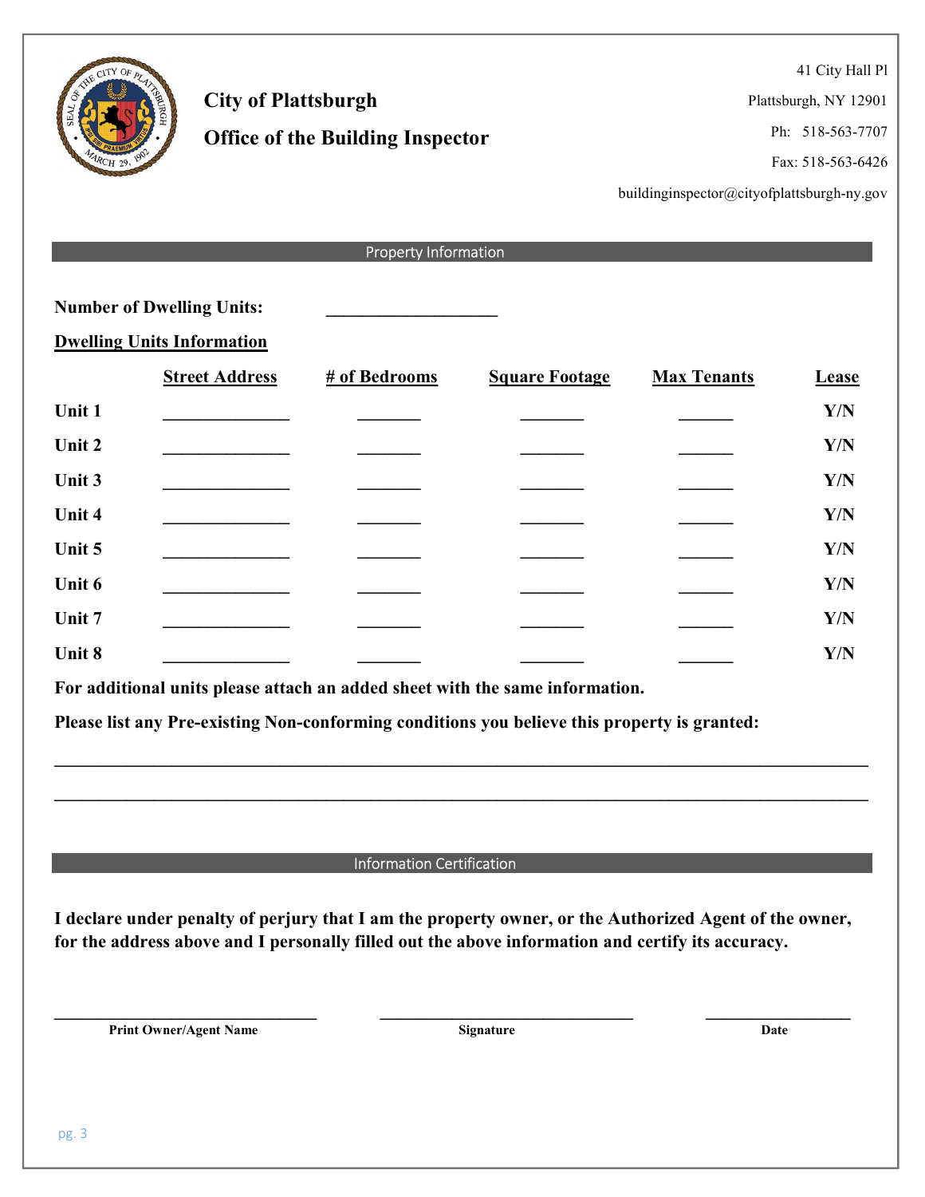# City of Plattsburgh

## Office of the Building Inspector

41 City Hall Pl
Plattsburgh, NY 12901
Ph: 518-563-7707
Fax: 518-563-6426
buildinginspector@cityofplattsburgh-ny.gov

## Property Information

**Number of Dwelling Units:** ____________________

**Dwelling Units Information**

| | Street Address | # of Bedrooms | Square Footage | Max Tenants | Lease |
|---|---|---|---|---|---|
| **Unit 1** | ______________ | _______ | _______ | ______ | **Y/N** |
| **Unit 2** | ______________ | _______ | _______ | ______ | **Y/N** |
| **Unit 3** | ______________ | _______ | _______ | ______ | **Y/N** |
| **Unit 4** | ______________ | _______ | _______ | ______ | **Y/N** |
| **Unit 5** | ______________ | _______ | _______ | ______ | **Y/N** |
| **Unit 6** | ______________ | _______ | _______ | ______ | **Y/N** |
| **Unit 7** | ______________ | _______ | _______ | ______ | **Y/N** |
| **Unit 8** | ______________ | _______ | _______ | ______ | **Y/N** |

**For additional units please attach an added sheet with the same information.**

**Please list any Pre-existing Non-conforming conditions you believe this property is granted:**

______________________________________________________________________________

______________________________________________________________________________

## Information Certification

**I declare under penalty of perjury that I am the property owner, or the Authorized Agent of the owner, for the address above and I personally filled out the above information and certify its accuracy.**

______________________________ ______________________________ ________________

**Print Owner/Agent Name** **Signature** **Date**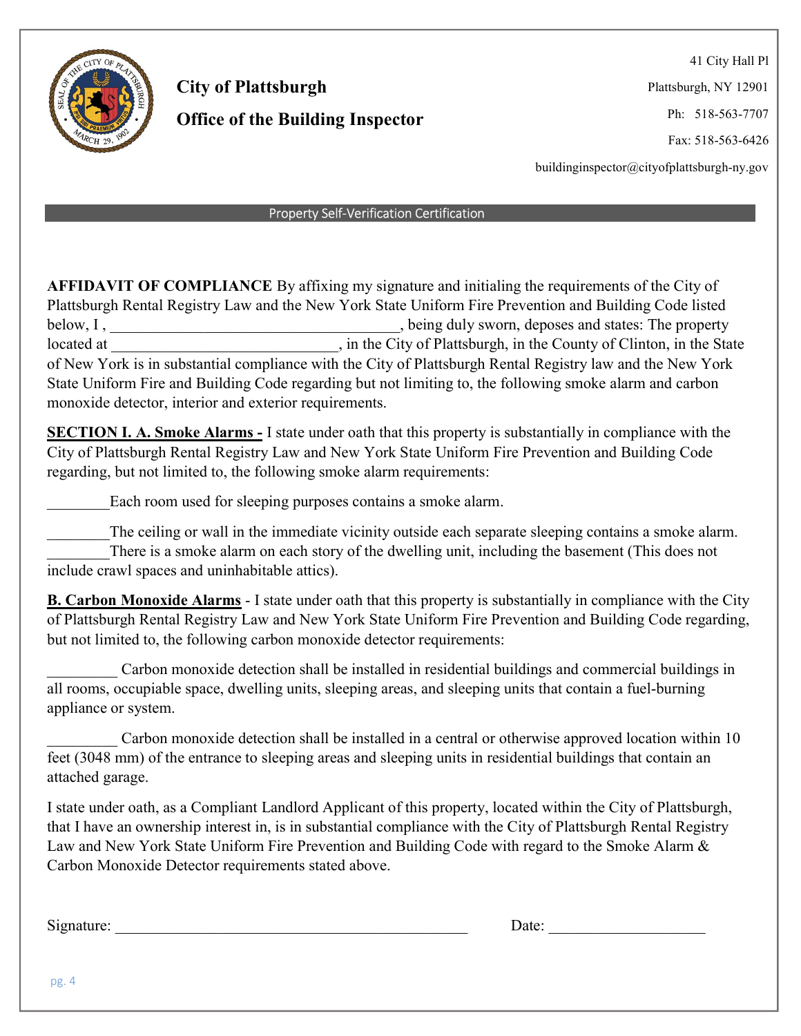**City of Plattsburgh**

**Office of the Building Inspector**

41 City Hall Pl
Plattsburgh, NY 12901
Ph: 518-563-7707
Fax: 518-563-6426
buildinginspector@cityofplattsburgh-ny.gov

## Property Self-Verification Certification

**AFFIDAVIT OF COMPLIANCE** By affixing my signature and initialing the requirements of the City of Plattsburgh Rental Registry Law and the New York State Uniform Fire Prevention and Building Code listed below, I , ____________________________________, being duly sworn, deposes and states: The property located at ______________________________, in the City of Plattsburgh, in the County of Clinton, in the State of New York is in substantial compliance with the City of Plattsburgh Rental Registry law and the New York State Uniform Fire and Building Code regarding but not limiting to, the following smoke alarm and carbon monoxide detector, interior and exterior requirements.

**<u>SECTION I. A. Smoke Alarms -</u>** I state under oath that this property is substantially in compliance with the City of Plattsburgh Rental Registry Law and New York State Uniform Fire Prevention and Building Code regarding, but not limited to, the following smoke alarm requirements:

________Each room used for sleeping purposes contains a smoke alarm.

________The ceiling or wall in the immediate vicinity outside each separate sleeping contains a smoke alarm.
________There is a smoke alarm on each story of the dwelling unit, including the basement (This does not include crawl spaces and uninhabitable attics).

**<u>B. Carbon Monoxide Alarms</u>** - I state under oath that this property is substantially in compliance with the City of Plattsburgh Rental Registry Law and New York State Uniform Fire Prevention and Building Code regarding, but not limited to, the following carbon monoxide detector requirements:

_________ Carbon monoxide detection shall be installed in residential buildings and commercial buildings in all rooms, occupiable space, dwelling units, sleeping areas, and sleeping units that contain a fuel-burning appliance or system.

_________ Carbon monoxide detection shall be installed in a central or otherwise approved location within 10 feet (3048 mm) of the entrance to sleeping areas and sleeping units in residential buildings that contain an attached garage.

I state under oath, as a Compliant Landlord Applicant of this property, located within the City of Plattsburgh, that I have an ownership interest in, is in substantial compliance with the City of Plattsburgh Rental Registry Law and New York State Uniform Fire Prevention and Building Code with regard to the Smoke Alarm & Carbon Monoxide Detector requirements stated above.

Signature: ______________________________________________ Date: ____________________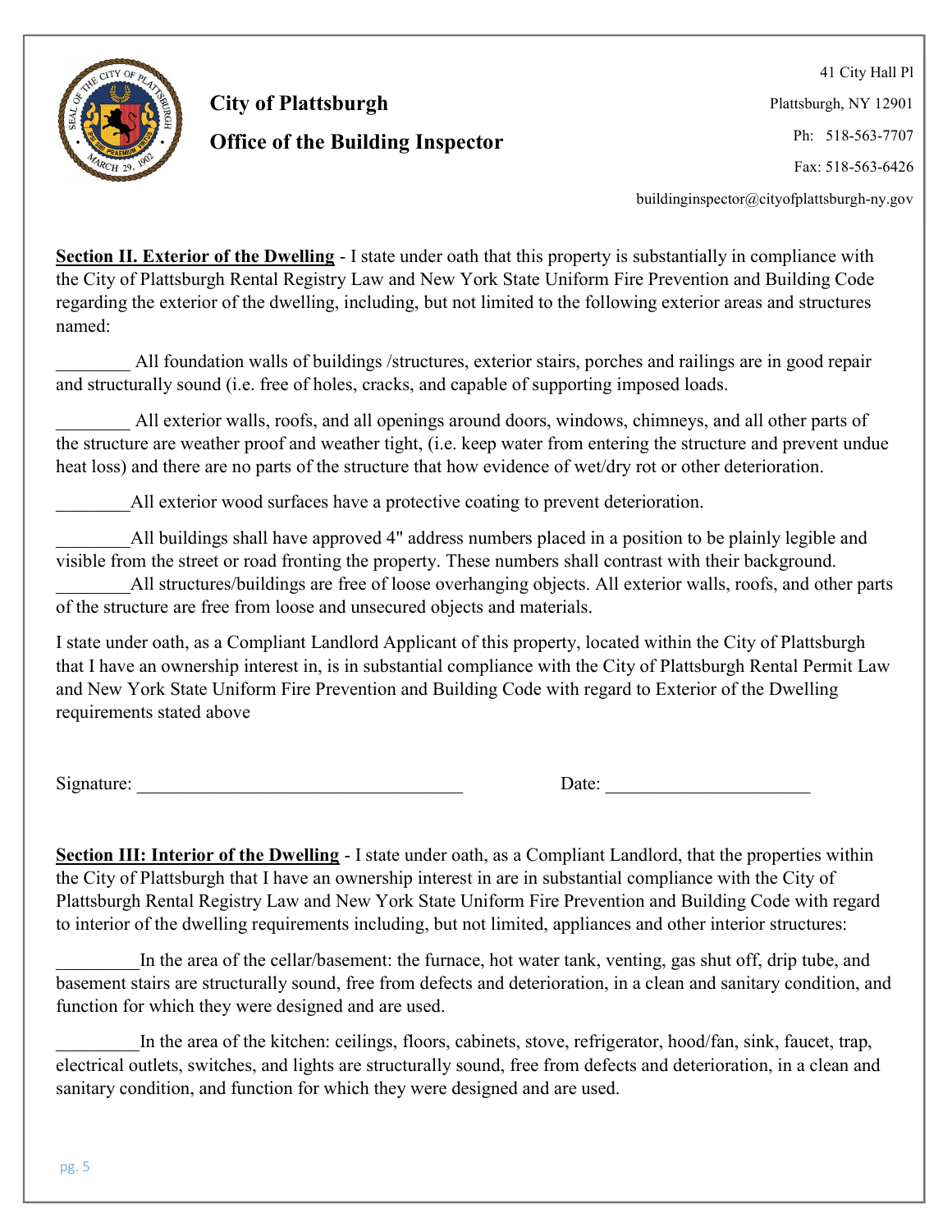**City of Plattsburgh**

**Office of the Building Inspector**

41 City Hall Pl
Plattsburgh, NY 12901
Ph: 518-563-7707
Fax: 518-563-6426
buildinginspector@cityofplattsburgh-ny.gov

**Section II. Exterior of the Dwelling** - I state under oath that this property is substantially in compliance with the City of Plattsburgh Rental Registry Law and New York State Uniform Fire Prevention and Building Code regarding the exterior of the dwelling, including, but not limited to the following exterior areas and structures named:

________ All foundation walls of buildings /structures, exterior stairs, porches and railings are in good repair and structurally sound (i.e. free of holes, cracks, and capable of supporting imposed loads.

________ All exterior walls, roofs, and all openings around doors, windows, chimneys, and all other parts of the structure are weather proof and weather tight, (i.e. keep water from entering the structure and prevent undue heat loss) and there are no parts of the structure that how evidence of wet/dry rot or other deterioration.

________All exterior wood surfaces have a protective coating to prevent deterioration.

________All buildings shall have approved 4" address numbers placed in a position to be plainly legible and visible from the street or road fronting the property. These numbers shall contrast with their background.

________All structures/buildings are free of loose overhanging objects. All exterior walls, roofs, and other parts of the structure are free from loose and unsecured objects and materials.

I state under oath, as a Compliant Landlord Applicant of this property, located within the City of Plattsburgh that I have an ownership interest in, is in substantial compliance with the City of Plattsburgh Rental Permit Law and New York State Uniform Fire Prevention and Building Code with regard to Exterior of the Dwelling requirements stated above

Signature: ___________________________________ Date: ______________________

**Section III: Interior of the Dwelling** - I state under oath, as a Compliant Landlord, that the properties within the City of Plattsburgh that I have an ownership interest in are in substantial compliance with the City of Plattsburgh Rental Registry Law and New York State Uniform Fire Prevention and Building Code with regard to interior of the dwelling requirements including, but not limited, appliances and other interior structures:

_________In the area of the cellar/basement: the furnace, hot water tank, venting, gas shut off, drip tube, and basement stairs are structurally sound, free from defects and deterioration, in a clean and sanitary condition, and function for which they were designed and are used.

_________In the area of the kitchen: ceilings, floors, cabinets, stove, refrigerator, hood/fan, sink, faucet, trap, electrical outlets, switches, and lights are structurally sound, free from defects and deterioration, in a clean and sanitary condition, and function for which they were designed and are used.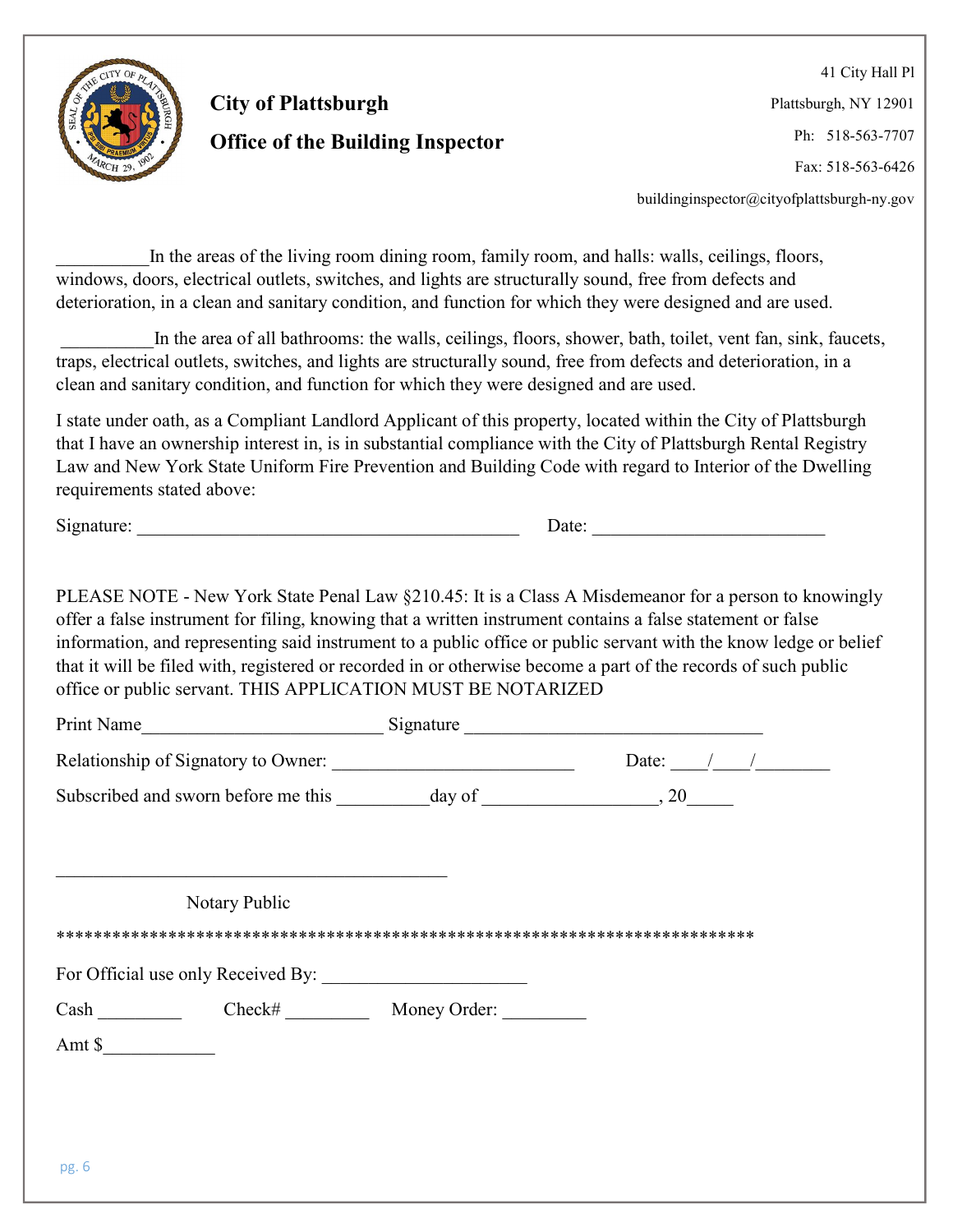**City of Plattsburgh**

**Office of the Building Inspector**

41 City Hall Pl

Plattsburgh, NY 12901

Ph: 518-563-7707

Fax: 518-563-6426

buildinginspector@cityofplattsburgh-ny.gov

__________In the areas of the living room dining room, family room, and halls: walls, ceilings, floors, windows, doors, electrical outlets, switches, and lights are structurally sound, free from defects and deterioration, in a clean and sanitary condition, and function for which they were designed and are used.

__________In the area of all bathrooms: the walls, ceilings, floors, shower, bath, toilet, vent fan, sink, faucets, traps, electrical outlets, switches, and lights are structurally sound, free from defects and deterioration, in a clean and sanitary condition, and function for which they were designed and are used.

I state under oath, as a Compliant Landlord Applicant of this property, located within the City of Plattsburgh that I have an ownership interest in, is in substantial compliance with the City of Plattsburgh Rental Registry Law and New York State Uniform Fire Prevention and Building Code with regard to Interior of the Dwelling requirements stated above:

Signature: ________________________________________ Date: _________________________

PLEASE NOTE - New York State Penal Law §210.45: It is a Class A Misdemeanor for a person to knowingly offer a false instrument for filing, knowing that a written instrument contains a false statement or false information, and representing said instrument to a public office or public servant with the know ledge or belief that it will be filed with, registered or recorded in or otherwise become a part of the records of such public office or public servant. THIS APPLICATION MUST BE NOTARIZED

Print Name_________________________ Signature ________________________________

Relationship of Signatory to Owner: _________________________ Date: ____/____/________

Subscribed and sworn before me this __________day of __________________, 20_____

_________________________________________

Notary Public

****************************************************************************

For Official use only Received By: _____________________

Cash _________ Check# _________ Money Order: _________

Amt $____________